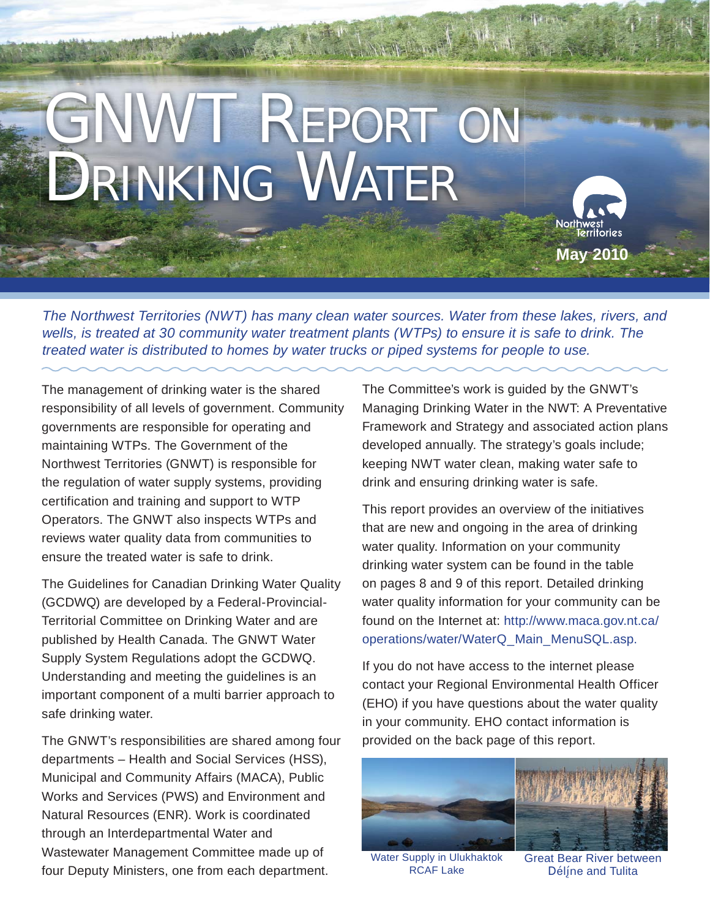# GNWT Report on Drinking Water

May 2010

*The Northwest Territories (NWT) has many clean water sources. Water from these lakes, rivers, and wells, is treated at 30 community water treatment plants (WTPs) to ensure it is safe to drink. The treated water is distributed to homes by water trucks or piped systems for people to use.*

The management of drinking water is the shared responsibility of all levels of government. Community governments are responsible for operating and maintaining WTPs. The Government of the Northwest Territories (GNWT) is responsible for the regulation of water supply systems, providing certification and training and support to WTP Operators. The GNWT also inspects WTPs and reviews water quality data from communities to ensure the treated water is safe to drink.

The Guidelines for Canadian Drinking Water Quality (GCDWQ) are developed by a Federal-Provincial-Territorial Committee on Drinking Water and are published by Health Canada. The GNWT Water Supply System Regulations adopt the GCDWQ. Understanding and meeting the guidelines is an important component of a multi barrier approach to safe drinking water.

The GNWT's responsibilities are shared among four departments – Health and Social Services (HSS), Municipal and Community Affairs (MACA), Public Works and Services (PWS) and Environment and Natural Resources (ENR). Work is coordinated through an Interdepartmental Water and Wastewater Management Committee made up of four Deputy Ministers, one from each department.

The Committee's work is guided by the GNWT's Managing Drinking Water in the NWT: A Preventative Framework and Strategy and associated action plans developed annually. The strategy's goals include; keeping NWT water clean, making water safe to drink and ensuring drinking water is safe.

This report provides an overview of the initiatives that are new and ongoing in the area of drinking water quality. Information on your community drinking water system can be found in the table on pages 8 and 9 of this report. Detailed drinking water quality information for your community can be found on the Internet at: http://www.maca.gov.nt.ca/operations/water/WaterQ_Main_MenuSQL.asp.

If you do not have access to the internet please contact your Regional Environmental Health Officer (EHO) if you have questions about the water quality in your community. EHO contact information is provided on the back page of this report.

Water Supply in Ulukhaktok RCAF Lake

Great Bear River between Délı̨ne and Tulita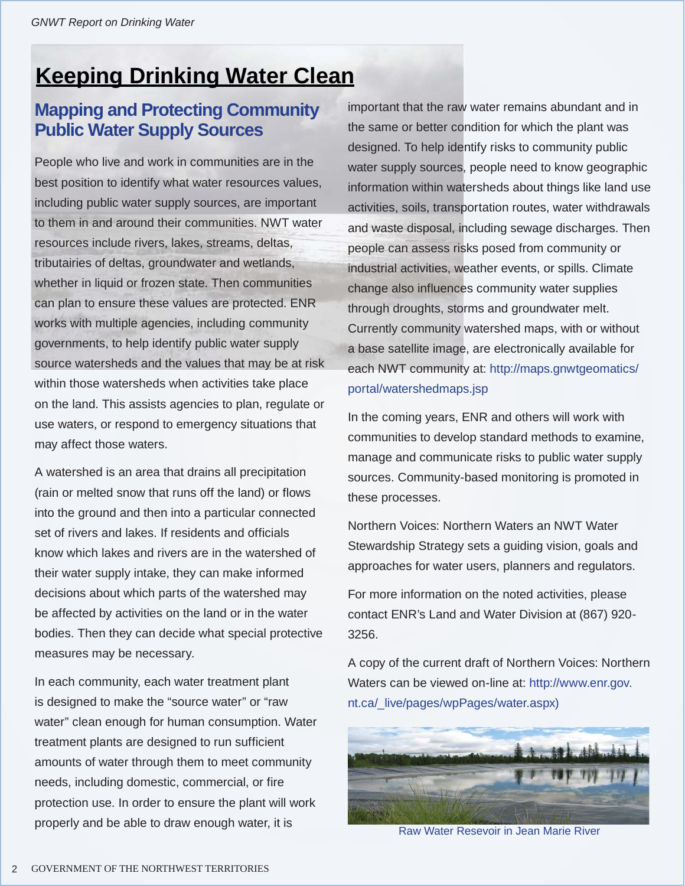# Keeping Drinking Water Clean

## Mapping and Protecting Community Public Water Supply Sources

People who live and work in communities are in the best position to identify what water resources values, including public water supply sources, are important to them in and around their communities. NWT water resources include rivers, lakes, streams, deltas, tributairies of deltas, groundwater and wetlands, whether in liquid or frozen state. Then communities can plan to ensure these values are protected. ENR works with multiple agencies, including community governments, to help identify public water supply source watersheds and the values that may be at risk within those watersheds when activities take place on the land. This assists agencies to plan, regulate or use waters, or respond to emergency situations that may affect those waters.

A watershed is an area that drains all precipitation (rain or melted snow that runs off the land) or flows into the ground and then into a particular connected set of rivers and lakes. If residents and officials know which lakes and rivers are in the watershed of their water supply intake, they can make informed decisions about which parts of the watershed may be affected by activities on the land or in the water bodies. Then they can decide what special protective measures may be necessary.

In each community, each water treatment plant is designed to make the "source water" or "raw water" clean enough for human consumption. Water treatment plants are designed to run sufficient amounts of water through them to meet community needs, including domestic, commercial, or fire protection use. In order to ensure the plant will work properly and be able to draw enough water, it is important that the raw water remains abundant and in the same or better condition for which the plant was designed. To help identify risks to community public water supply sources, people need to know geographic information within watersheds about things like land use activities, soils, transportation routes, water withdrawals and waste disposal, including sewage discharges. Then people can assess risks posed from community or industrial activities, weather events, or spills. Climate change also influences community water supplies through droughts, storms and groundwater melt. Currently community watershed maps, with or without a base satellite image, are electronically available for each NWT community at: http://maps.gnwtgeomatics/portal/watershedmaps.jsp

In the coming years, ENR and others will work with communities to develop standard methods to examine, manage and communicate risks to public water supply sources. Community-based monitoring is promoted in these processes.

Northern Voices: Northern Waters an NWT Water Stewardship Strategy sets a guiding vision, goals and approaches for water users, planners and regulators.

For more information on the noted activities, please contact ENR's Land and Water Division at (867) 920-3256.

A copy of the current draft of Northern Voices: Northern Waters can be viewed on-line at: http://www.enr.gov.nt.ca/_live/pages/wpPages/water.aspx)

Raw Water Resevoir in Jean Marie River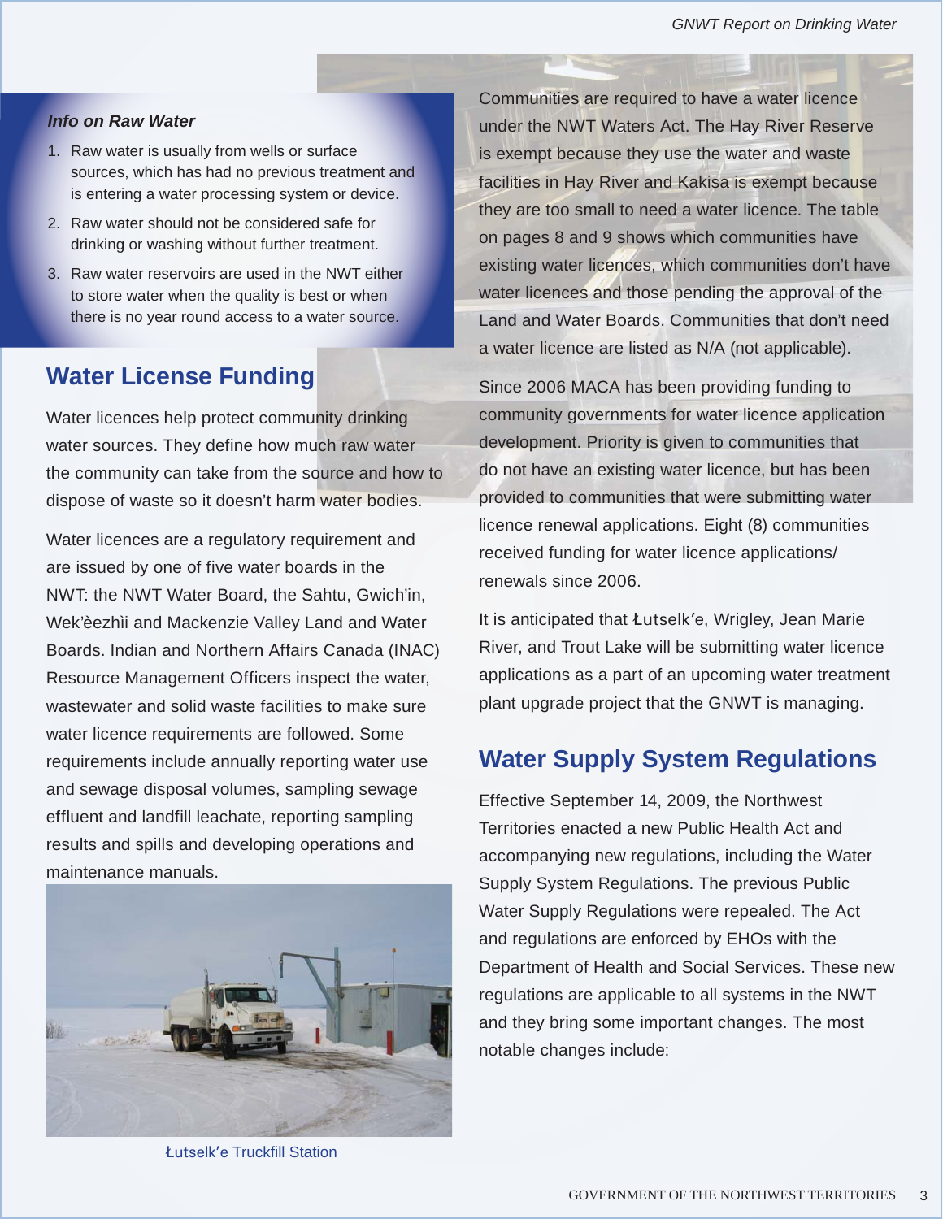### *Info on Raw Water*

1. Raw water is usually from wells or surface sources, which has had no previous treatment and is entering a water processing system or device.
2. Raw water should not be considered safe for drinking or washing without further treatment.
3. Raw water reservoirs are used in the NWT either to store water when the quality is best or when there is no year round access to a water source.

## Water License Funding

Water licences help protect community drinking water sources. They define how much raw water the community can take from the source and how to dispose of waste so it doesn't harm water bodies.

Water licences are a regulatory requirement and are issued by one of five water boards in the NWT: the NWT Water Board, the Sahtu, Gwich'in, Wek'èezhìi and Mackenzie Valley Land and Water Boards. Indian and Northern Affairs Canada (INAC) Resource Management Officers inspect the water, wastewater and solid waste facilities to make sure water licence requirements are followed. Some requirements include annually reporting water use and sewage disposal volumes, sampling sewage effluent and landfill leachate, reporting sampling results and spills and developing operations and maintenance manuals.

Łutselk'e Truckfill Station

Communities are required to have a water licence under the NWT Waters Act. The Hay River Reserve is exempt because they use the water and waste facilities in Hay River and Kakisa is exempt because they are too small to need a water licence. The table on pages 8 and 9 shows which communities have existing water licences, which communities don't have water licences and those pending the approval of the Land and Water Boards. Communities that don't need a water licence are listed as N/A (not applicable).

Since 2006 MACA has been providing funding to community governments for water licence application development. Priority is given to communities that do not have an existing water licence, but has been provided to communities that were submitting water licence renewal applications. Eight (8) communities received funding for water licence applications/ renewals since 2006.

It is anticipated that Łutselk'e, Wrigley, Jean Marie River, and Trout Lake will be submitting water licence applications as a part of an upcoming water treatment plant upgrade project that the GNWT is managing.

## Water Supply System Regulations

Effective September 14, 2009, the Northwest Territories enacted a new Public Health Act and accompanying new regulations, including the Water Supply System Regulations. The previous Public Water Supply Regulations were repealed. The Act and regulations are enforced by EHOs with the Department of Health and Social Services. These new regulations are applicable to all systems in the NWT and they bring some important changes. The most notable changes include: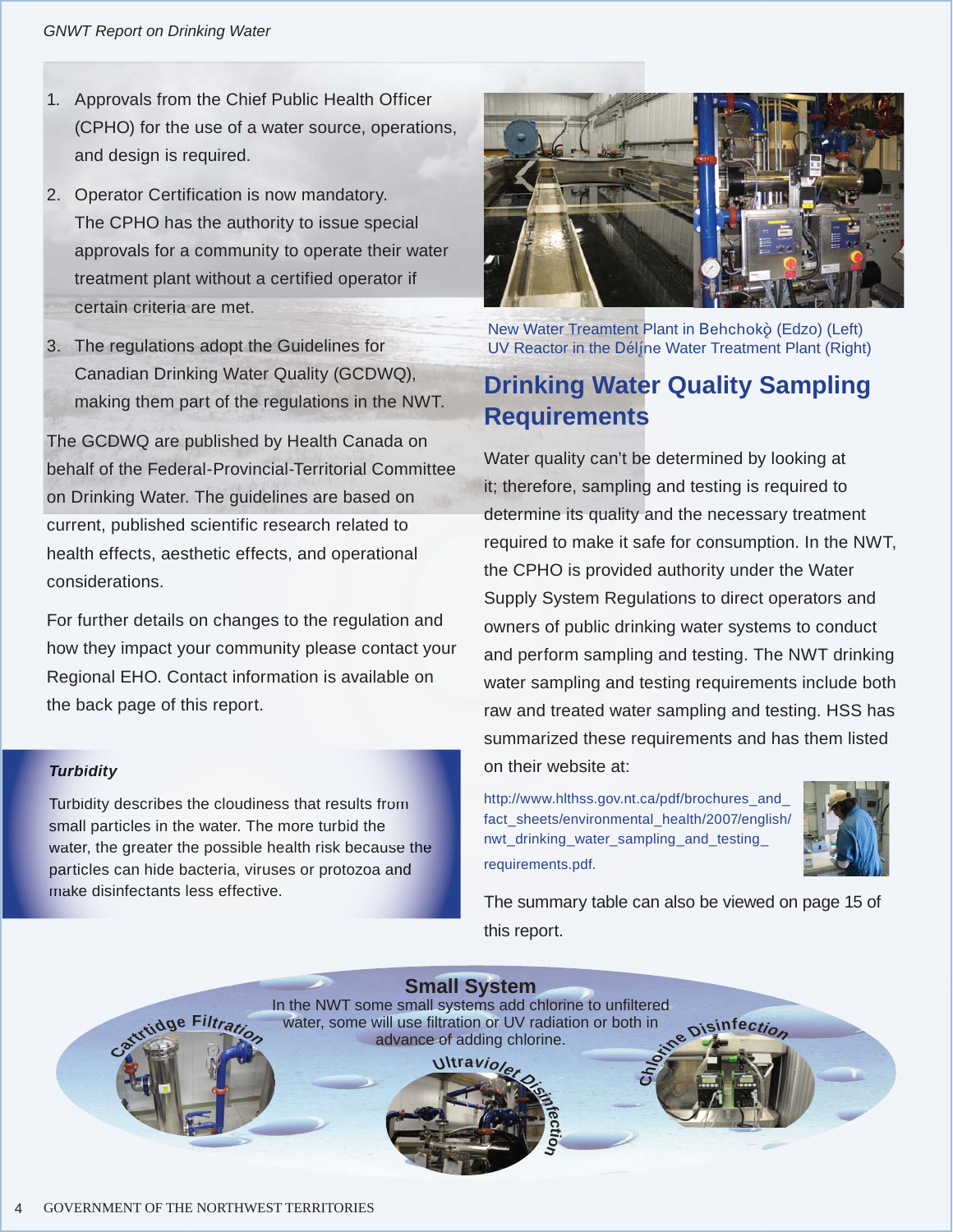1. Approvals from the Chief Public Health Officer (CPHO) for the use of a water source, operations, and design is required.
2. Operator Certification is now mandatory. The CPHO has the authority to issue special approvals for a community to operate their water treatment plant without a certified operator if certain criteria are met.
3. The regulations adopt the Guidelines for Canadian Drinking Water Quality (GCDWQ), making them part of the regulations in the NWT.

The GCDWQ are published by Health Canada on behalf of the Federal-Provincial-Territorial Committee on Drinking Water. The guidelines are based on current, published scientific research related to health effects, aesthetic effects, and operational considerations.

For further details on changes to the regulation and how they impact your community please contact your Regional EHO. Contact information is available on the back page of this report.

***Turbidity***

Turbidity describes the cloudiness that results from small particles in the water. The more turbid the water, the greater the possible health risk because the particles can hide bacteria, viruses or protozoa and make disinfectants less effective.

New Water Treamtent Plant in Behchokǫ̀ (Edzo) (Left)
UV Reactor in the Délı̨ne Water Treatment Plant (Right)

## Drinking Water Quality Sampling Requirements

Water quality can't be determined by looking at it; therefore, sampling and testing is required to determine its quality and the necessary treatment required to make it safe for consumption. In the NWT, the CPHO is provided authority under the Water Supply System Regulations to direct operators and owners of public drinking water systems to conduct and perform sampling and testing. The NWT drinking water sampling and testing requirements include both raw and treated water sampling and testing. HSS has summarized these requirements and has them listed on their website at:

http://www.hlthss.gov.nt.ca/pdf/brochures_and_fact_sheets/environmental_health/2007/english/nwt_drinking_water_sampling_and_testing_requirements.pdf.

The summary table can also be viewed on page 15 of this report.

### Small System

In the NWT some small systems add chlorine to unfiltered water, some will use filtration or UV radiation or both in advance of adding chlorine.

Cartridge Filtration

Ultraviolet Disinfection

Chlorine Disinfection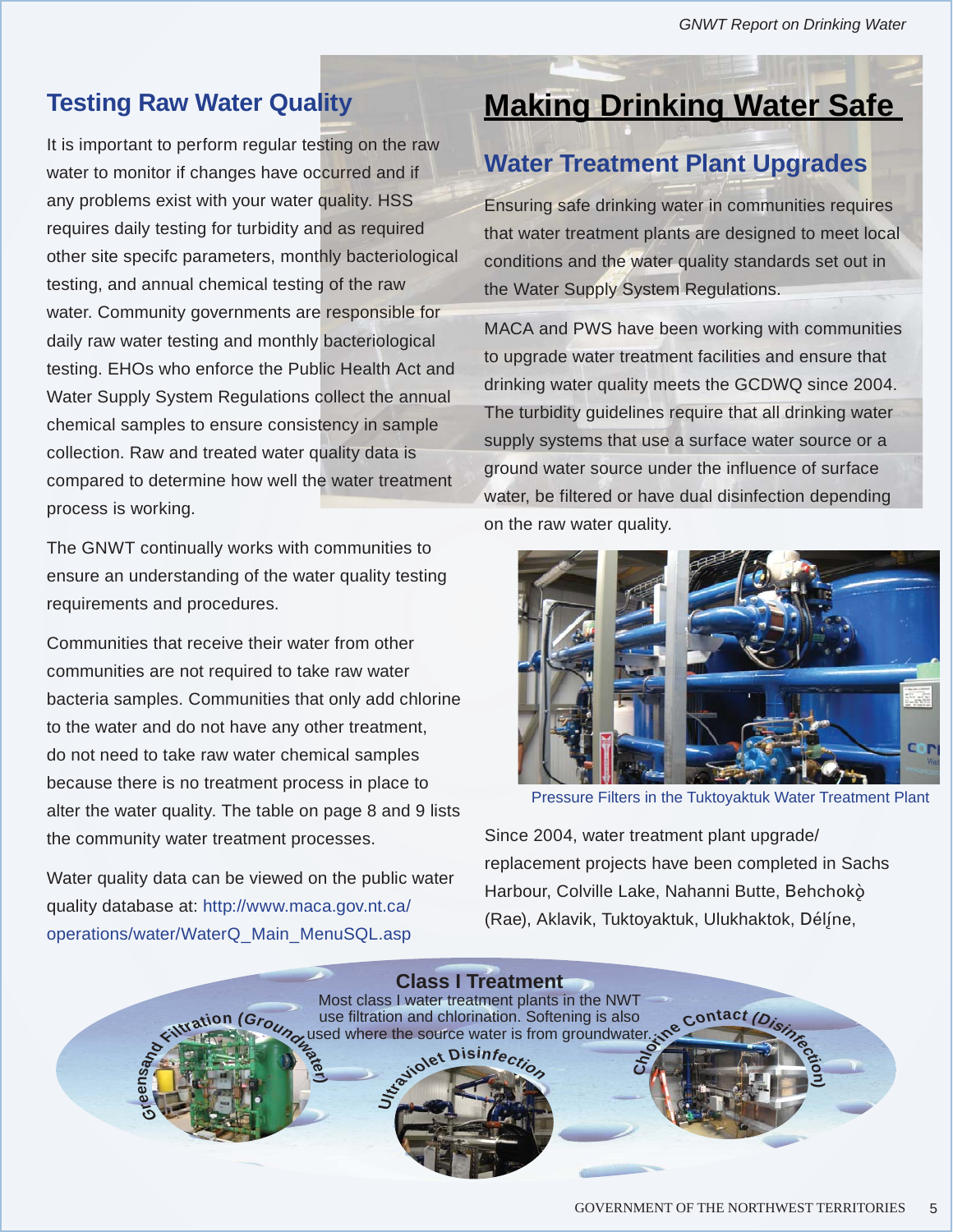## Testing Raw Water Quality

It is important to perform regular testing on the raw water to monitor if changes have occurred and if any problems exist with your water quality. HSS requires daily testing for turbidity and as required other site specifc parameters, monthly bacteriological testing, and annual chemical testing of the raw water. Community governments are responsible for daily raw water testing and monthly bacteriological testing. EHOs who enforce the Public Health Act and Water Supply System Regulations collect the annual chemical samples to ensure consistency in sample collection. Raw and treated water quality data is compared to determine how well the water treatment process is working.

The GNWT continually works with communities to ensure an understanding of the water quality testing requirements and procedures.

Communities that receive their water from other communities are not required to take raw water bacteria samples. Communities that only add chlorine to the water and do not have any other treatment, do not need to take raw water chemical samples because there is no treatment process in place to alter the water quality. The table on page 8 and 9 lists the community water treatment processes.

Water quality data can be viewed on the public water quality database at: http://www.maca.gov.nt.ca/operations/water/WaterQ_Main_MenuSQL.asp

# Making Drinking Water Safe

## Water Treatment Plant Upgrades

Ensuring safe drinking water in communities requires that water treatment plants are designed to meet local conditions and the water quality standards set out in the Water Supply System Regulations.

MACA and PWS have been working with communities to upgrade water treatment facilities and ensure that drinking water quality meets the GCDWQ since 2004. The turbidity guidelines require that all drinking water supply systems that use a surface water source or a ground water source under the influence of surface water, be filtered or have dual disinfection depending on the raw water quality.

Pressure Filters in the Tuktoyaktuk Water Treatment Plant

Since 2004, water treatment plant upgrade/replacement projects have been completed in Sachs Harbour, Colville Lake, Nahanni Butte, Behchokǫ̀ (Rae), Aklavik, Tuktoyaktuk, Ulukhaktok, Délı̨ne,

### Class I Treatment

Most class I water treatment plants in the NWT use filtration and chlorination. Softening is also used where the source water is from groundwater.

Greensand Filtration (Groundwater)

Ultraviolet Disinfection

Chlorine Contact (Disinfection)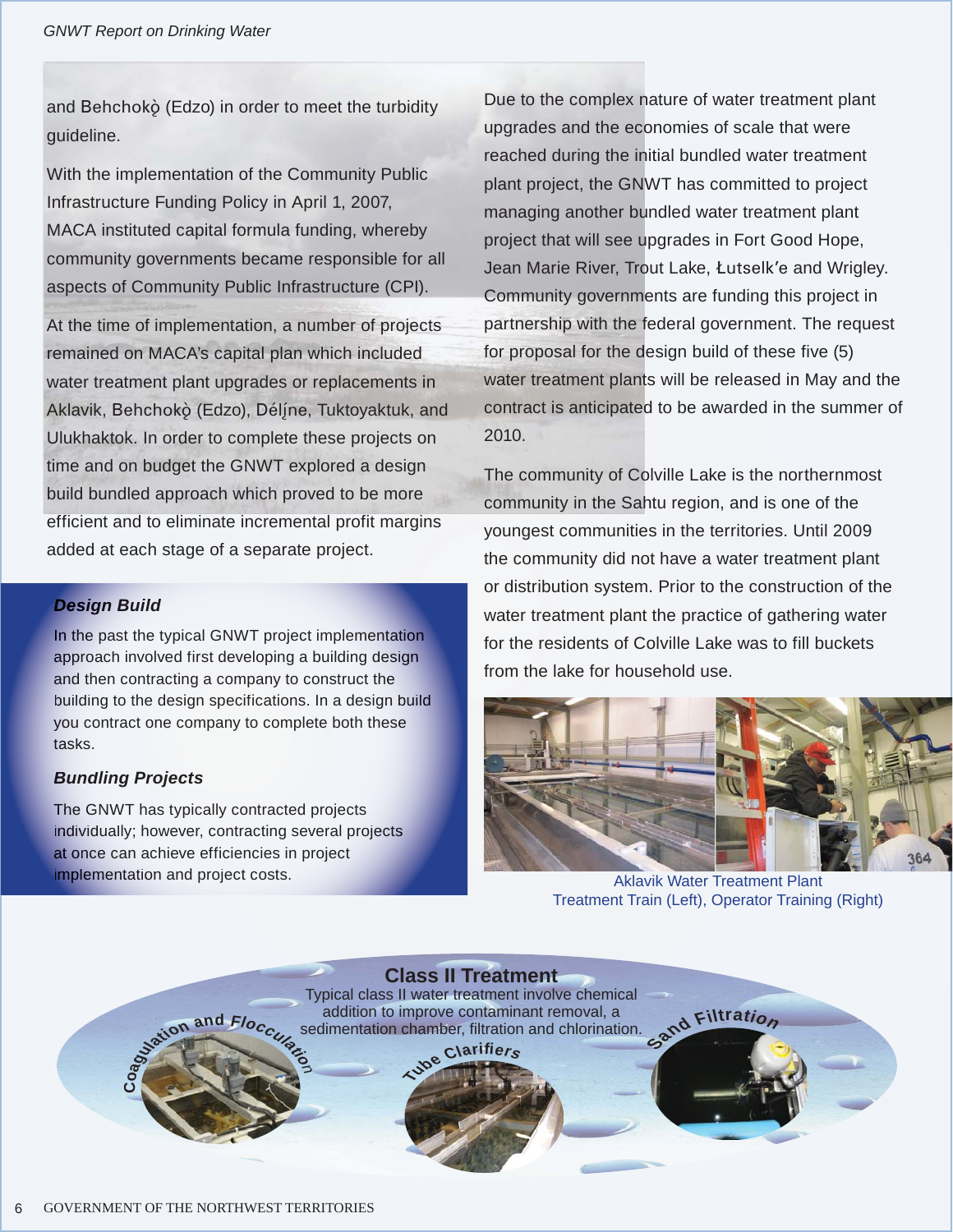and Behchokǫ̀ (Edzo) in order to meet the turbidity guideline.

With the implementation of the Community Public Infrastructure Funding Policy in April 1, 2007, MACA instituted capital formula funding, whereby community governments became responsible for all aspects of Community Public Infrastructure (CPI).

At the time of implementation, a number of projects remained on MACA's capital plan which included water treatment plant upgrades or replacements in Aklavik, Behchokǫ̀ (Edzo), Délı̨ne, Tuktoyaktuk, and Ulukhaktok. In order to complete these projects on time and on budget the GNWT explored a design build bundled approach which proved to be more efficient and to eliminate incremental profit margins added at each stage of a separate project.

### *Design Build*

In the past the typical GNWT project implementation approach involved first developing a building design and then contracting a company to construct the building to the design specifications. In a design build you contract one company to complete both these tasks.

### *Bundling Projects*

The GNWT has typically contracted projects individually; however, contracting several projects at once can achieve efficiencies in project implementation and project costs.

Due to the complex nature of water treatment plant upgrades and the economies of scale that were reached during the initial bundled water treatment plant project, the GNWT has committed to project managing another bundled water treatment plant project that will see upgrades in Fort Good Hope, Jean Marie River, Trout Lake, Łutselk'e and Wrigley. Community governments are funding this project in partnership with the federal government. The request for proposal for the design build of these five (5) water treatment plants will be released in May and the contract is anticipated to be awarded in the summer of 2010.

The community of Colville Lake is the northernmost community in the Sahtu region, and is one of the youngest communities in the territories. Until 2009 the community did not have a water treatment plant or distribution system. Prior to the construction of the water treatment plant the practice of gathering water for the residents of Colville Lake was to fill buckets from the lake for household use.

Aklavik Water Treatment Plant
Treatment Train (Left), Operator Training (Right)

## Class II Treatment

Typical class II water treatment involve chemical addition to improve contaminant removal, a sedimentation chamber, filtration and chlorination.

Coagulation and Flocculation

Tube Clarifiers

Sand Filtration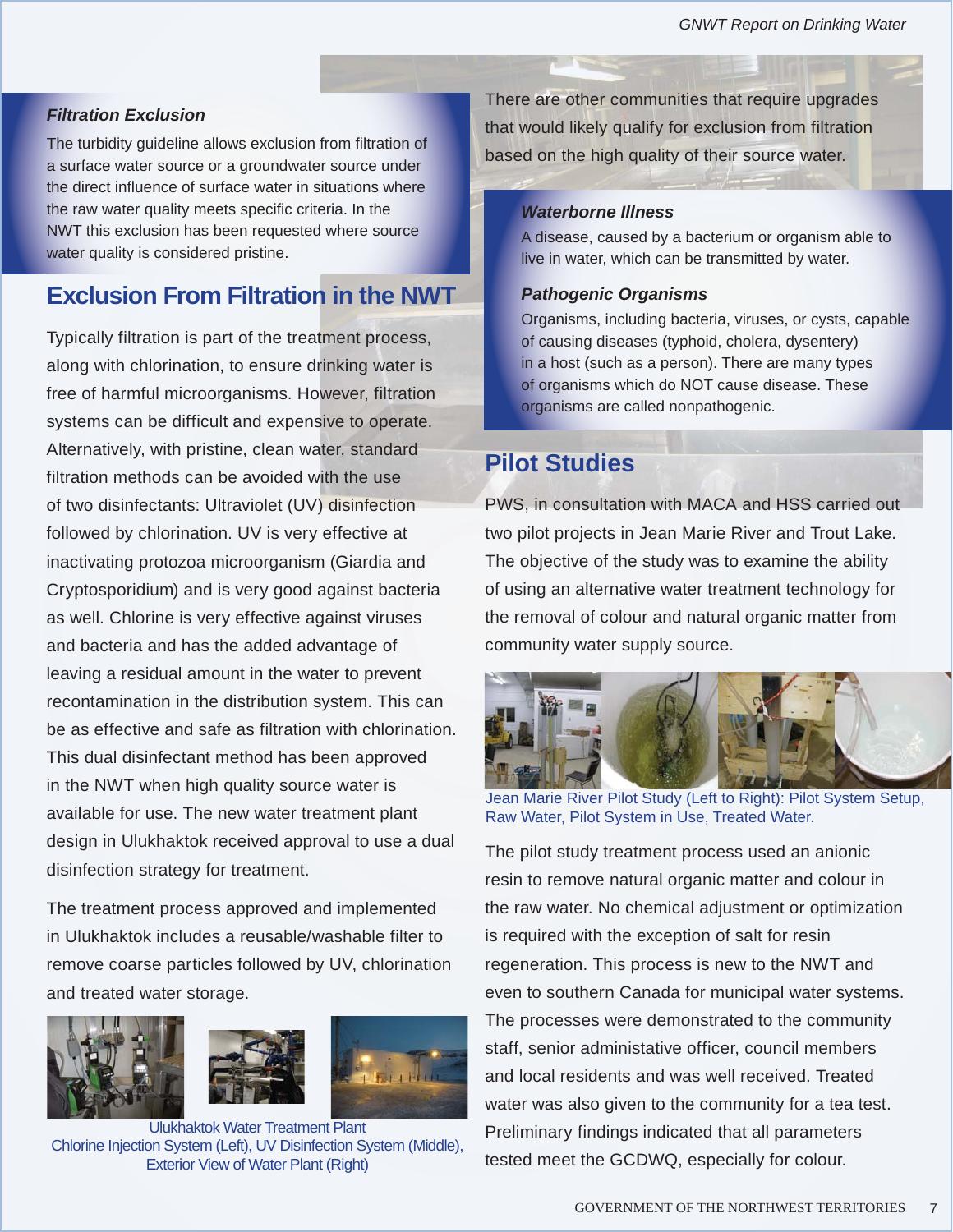### *Filtration Exclusion*

The turbidity guideline allows exclusion from filtration of a surface water source or a groundwater source under the direct influence of surface water in situations where the raw water quality meets specific criteria. In the NWT this exclusion has been requested where source water quality is considered pristine.

## Exclusion From Filtration in the NWT

Typically filtration is part of the treatment process, along with chlorination, to ensure drinking water is free of harmful microorganisms. However, filtration systems can be difficult and expensive to operate. Alternatively, with pristine, clean water, standard filtration methods can be avoided with the use of two disinfectants: Ultraviolet (UV) disinfection followed by chlorination. UV is very effective at inactivating protozoa microorganism (Giardia and Cryptosporidium) and is very good against bacteria as well. Chlorine is very effective against viruses and bacteria and has the added advantage of leaving a residual amount in the water to prevent recontamination in the distribution system. This can be as effective and safe as filtration with chlorination. This dual disinfectant method has been approved in the NWT when high quality source water is available for use. The new water treatment plant design in Ulukhaktok received approval to use a dual disinfection strategy for treatment.

The treatment process approved and implemented in Ulukhaktok includes a reusable/washable filter to remove coarse particles followed by UV, chlorination and treated water storage.

Ulukhaktok Water Treatment Plant
Chlorine Injection System (Left), UV Disinfection System (Middle), Exterior View of Water Plant (Right)

There are other communities that require upgrades that would likely qualify for exclusion from filtration based on the high quality of their source water.

### *Waterborne Illness*

A disease, caused by a bacterium or organism able to live in water, which can be transmitted by water.

### *Pathogenic Organisms*

Organisms, including bacteria, viruses, or cysts, capable of causing diseases (typhoid, cholera, dysentery) in a host (such as a person). There are many types of organisms which do NOT cause disease. These organisms are called nonpathogenic.

## Pilot Studies

PWS, in consultation with MACA and HSS carried out two pilot projects in Jean Marie River and Trout Lake. The objective of the study was to examine the ability of using an alternative water treatment technology for the removal of colour and natural organic matter from community water supply source.

Jean Marie River Pilot Study (Left to Right): Pilot System Setup, Raw Water, Pilot System in Use, Treated Water.

The pilot study treatment process used an anionic resin to remove natural organic matter and colour in the raw water. No chemical adjustment or optimization is required with the exception of salt for resin regeneration. This process is new to the NWT and even to southern Canada for municipal water systems. The processes were demonstrated to the community staff, senior administative officer, council members and local residents and was well received. Treated water was also given to the community for a tea test. Preliminary findings indicated that all parameters tested meet the GCDWQ, especially for colour.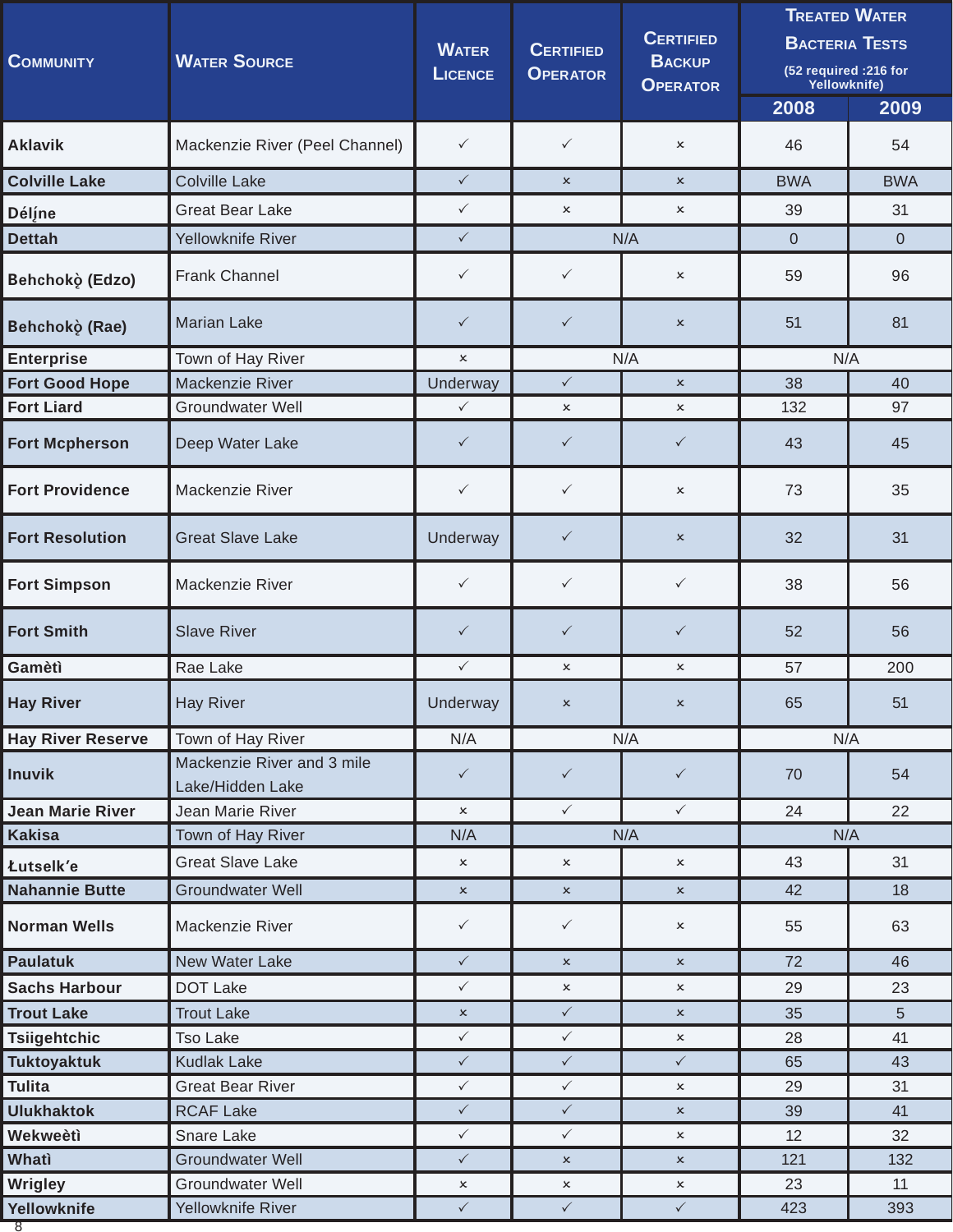| Community | Water Source | Water Licence | Certified Operator | Certified Backup Operator | Treated Water Bacteria Tests (52 required :216 for Yellowknife) | |
|---|---|---|---|---|---|---|
| | | | | | 2008 | 2009 |
| **Aklavik** | Mackenzie River (Peel Channel) | ✓ | ✓ | × | 46 | 54 |
| **Colville Lake** | Colville Lake | ✓ | × | × | BWA | BWA |
| **Déline** | Great Bear Lake | ✓ | × | × | 39 | 31 |
| **Dettah** | Yellowknife River | ✓ | N/A | | 0 | 0 |
| **Behchokǫ̀ (Edzo)** | Frank Channel | ✓ | ✓ | × | 59 | 96 |
| **Behchokǫ̀ (Rae)** | Marian Lake | ✓ | ✓ | × | 51 | 81 |
| **Enterprise** | Town of Hay River | × | N/A | | N/A | |
| **Fort Good Hope** | Mackenzie River | Underway | ✓ | × | 38 | 40 |
| **Fort Liard** | Groundwater Well | ✓ | × | × | 132 | 97 |
| **Fort Mcpherson** | Deep Water Lake | ✓ | ✓ | ✓ | 43 | 45 |
| **Fort Providence** | Mackenzie River | ✓ | ✓ | × | 73 | 35 |
| **Fort Resolution** | Great Slave Lake | Underway | ✓ | × | 32 | 31 |
| **Fort Simpson** | Mackenzie River | ✓ | ✓ | ✓ | 38 | 56 |
| **Fort Smith** | Slave River | ✓ | ✓ | ✓ | 52 | 56 |
| **Gamètì** | Rae Lake | ✓ | × | × | 57 | 200 |
| **Hay River** | Hay River | Underway | × | × | 65 | 51 |
| **Hay River Reserve** | Town of Hay River | N/A | N/A | | N/A | |
| **Inuvik** | Mackenzie River and 3 mile Lake/Hidden Lake | ✓ | ✓ | ✓ | 70 | 54 |
| **Jean Marie River** | Jean Marie River | × | ✓ | ✓ | 24 | 22 |
| **Kakisa** | Town of Hay River | N/A | N/A | | N/A | |
| **Łutselk'e** | Great Slave Lake | × | × | × | 43 | 31 |
| **Nahannie Butte** | Groundwater Well | × | × | × | 42 | 18 |
| **Norman Wells** | Mackenzie River | ✓ | ✓ | × | 55 | 63 |
| **Paulatuk** | New Water Lake | ✓ | × | × | 72 | 46 |
| **Sachs Harbour** | DOT Lake | ✓ | × | × | 29 | 23 |
| **Trout Lake** | Trout Lake | × | ✓ | × | 35 | 5 |
| **Tsiigehtchic** | Tso Lake | ✓ | ✓ | × | 28 | 41 |
| **Tuktoyaktuk** | Kudlak Lake | ✓ | ✓ | ✓ | 65 | 43 |
| **Tulita** | Great Bear River | ✓ | ✓ | × | 29 | 31 |
| **Ulukhaktok** | RCAF Lake | ✓ | ✓ | × | 39 | 41 |
| **Wekweètì** | Snare Lake | ✓ | ✓ | × | 12 | 32 |
| **Whatì** | Groundwater Well | ✓ | × | × | 121 | 132 |
| **Wrigley** | Groundwater Well | × | × | × | 23 | 11 |
| **Yellowknife** | Yellowknife River | ✓ | ✓ | ✓ | 423 | 393 |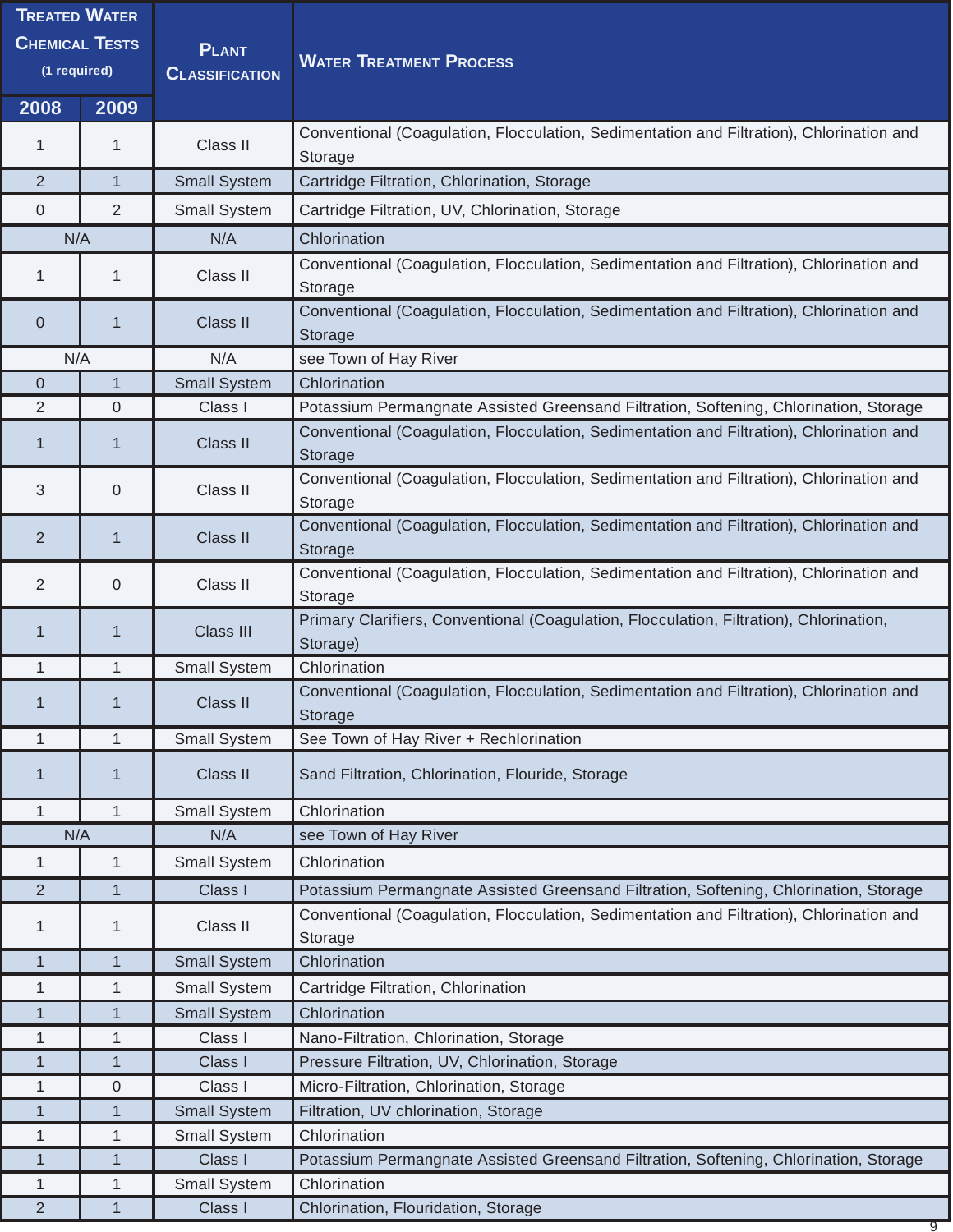| Treated Water Chemical Tests (1 required) | | Plant Classification | Water Treatment Process |
|---|---|---|---|
| 2008 | 2009 | | |
| 1 | 1 | Class II | Conventional (Coagulation, Flocculation, Sedimentation and Filtration), Chlorination and Storage |
| 2 | 1 | Small System | Cartridge Filtration, Chlorination, Storage |
| 0 | 2 | Small System | Cartridge Filtration, UV, Chlorination, Storage |
| N/A | | N/A | Chlorination |
| 1 | 1 | Class II | Conventional (Coagulation, Flocculation, Sedimentation and Filtration), Chlorination and Storage |
| 0 | 1 | Class II | Conventional (Coagulation, Flocculation, Sedimentation and Filtration), Chlorination and Storage |
| N/A | | N/A | see Town of Hay River |
| 0 | 1 | Small System | Chlorination |
| 2 | 0 | Class I | Potassium Permangnate Assisted Greensand Filtration, Softening, Chlorination, Storage |
| 1 | 1 | Class II | Conventional (Coagulation, Flocculation, Sedimentation and Filtration), Chlorination and Storage |
| 3 | 0 | Class II | Conventional (Coagulation, Flocculation, Sedimentation and Filtration), Chlorination and Storage |
| 2 | 1 | Class II | Conventional (Coagulation, Flocculation, Sedimentation and Filtration), Chlorination and Storage |
| 2 | 0 | Class II | Conventional (Coagulation, Flocculation, Sedimentation and Filtration), Chlorination and Storage |
| 1 | 1 | Class III | Primary Clarifiers, Conventional (Coagulation, Flocculation, Filtration), Chlorination, Storage) |
| 1 | 1 | Small System | Chlorination |
| 1 | 1 | Class II | Conventional (Coagulation, Flocculation, Sedimentation and Filtration), Chlorination and Storage |
| 1 | 1 | Small System | See Town of Hay River + Rechlorination |
| 1 | 1 | Class II | Sand Filtration, Chlorination, Flouride, Storage |
| 1 | 1 | Small System | Chlorination |
| N/A | | N/A | see Town of Hay River |
| 1 | 1 | Small System | Chlorination |
| 2 | 1 | Class I | Potassium Permangnate Assisted Greensand Filtration, Softening, Chlorination, Storage |
| 1 | 1 | Class II | Conventional (Coagulation, Flocculation, Sedimentation and Filtration), Chlorination and Storage |
| 1 | 1 | Small System | Chlorination |
| 1 | 1 | Small System | Cartridge Filtration, Chlorination |
| 1 | 1 | Small System | Chlorination |
| 1 | 1 | Class I | Nano-Filtration, Chlorination, Storage |
| 1 | 1 | Class I | Pressure Filtration, UV, Chlorination, Storage |
| 1 | 0 | Class I | Micro-Filtration, Chlorination, Storage |
| 1 | 1 | Small System | Filtration, UV chlorination, Storage |
| 1 | 1 | Small System | Chlorination |
| 1 | 1 | Class I | Potassium Permangnate Assisted Greensand Filtration, Softening, Chlorination, Storage |
| 1 | 1 | Small System | Chlorination |
| 2 | 1 | Class I | Chlorination, Flouridation, Storage |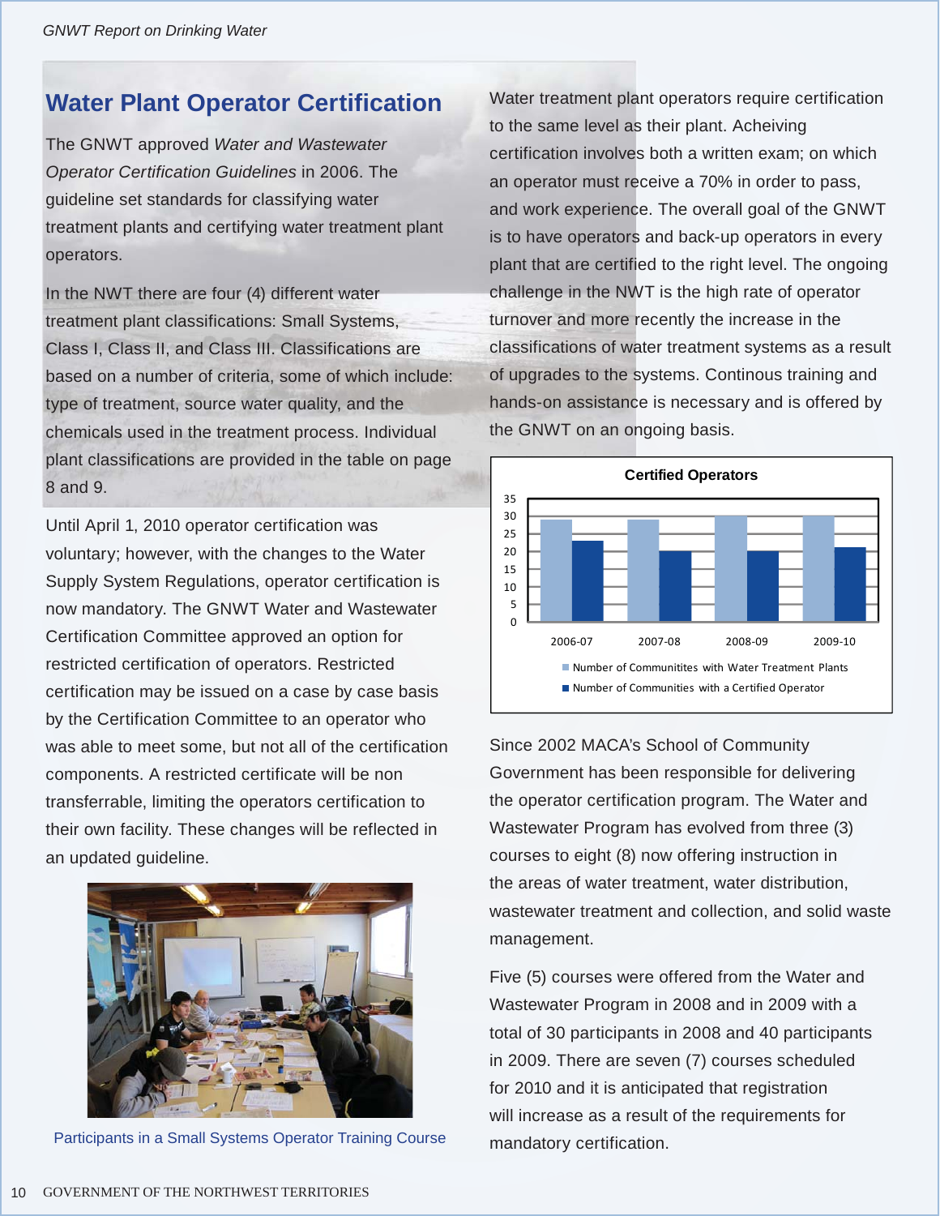## Water Plant Operator Certification

The GNWT approved *Water and Wastewater Operator Certification Guidelines* in 2006. The guideline set standards for classifying water treatment plants and certifying water treatment plant operators.

In the NWT there are four (4) different water treatment plant classifications: Small Systems, Class I, Class II, and Class III. Classifications are based on a number of criteria, some of which include: type of treatment, source water quality, and the chemicals used in the treatment process. Individual plant classifications are provided in the table on page 8 and 9.

Until April 1, 2010 operator certification was voluntary; however, with the changes to the Water Supply System Regulations, operator certification is now mandatory. The GNWT Water and Wastewater Certification Committee approved an option for restricted certification of operators. Restricted certification may be issued on a case by case basis by the Certification Committee to an operator who was able to meet some, but not all of the certification components. A restricted certificate will be non transferrable, limiting the operators certification to their own facility. These changes will be reflected in an updated guideline.

Participants in a Small Systems Operator Training Course

Water treatment plant operators require certification to the same level as their plant. Acheiving certification involves both a written exam; on which an operator must receive a 70% in order to pass, and work experience. The overall goal of the GNWT is to have operators and back-up operators in every plant that are certified to the right level. The ongoing challenge in the NWT is the high rate of operator turnover and more recently the increase in the classifications of water treatment systems as a result of upgrades to the systems. Continous training and hands-on assistance is necessary and is offered by the GNWT on an ongoing basis.

**Certified Operators**

- Number of Communitites with Water Treatment Plants
- Number of Communities with a Certified Operator

Since 2002 MACA's School of Community Government has been responsible for delivering the operator certification program. The Water and Wastewater Program has evolved from three (3) courses to eight (8) now offering instruction in the areas of water treatment, water distribution, wastewater treatment and collection, and solid waste management.

Five (5) courses were offered from the Water and Wastewater Program in 2008 and in 2009 with a total of 30 participants in 2008 and 40 participants in 2009. There are seven (7) courses scheduled for 2010 and it is anticipated that registration will increase as a result of the requirements for mandatory certification.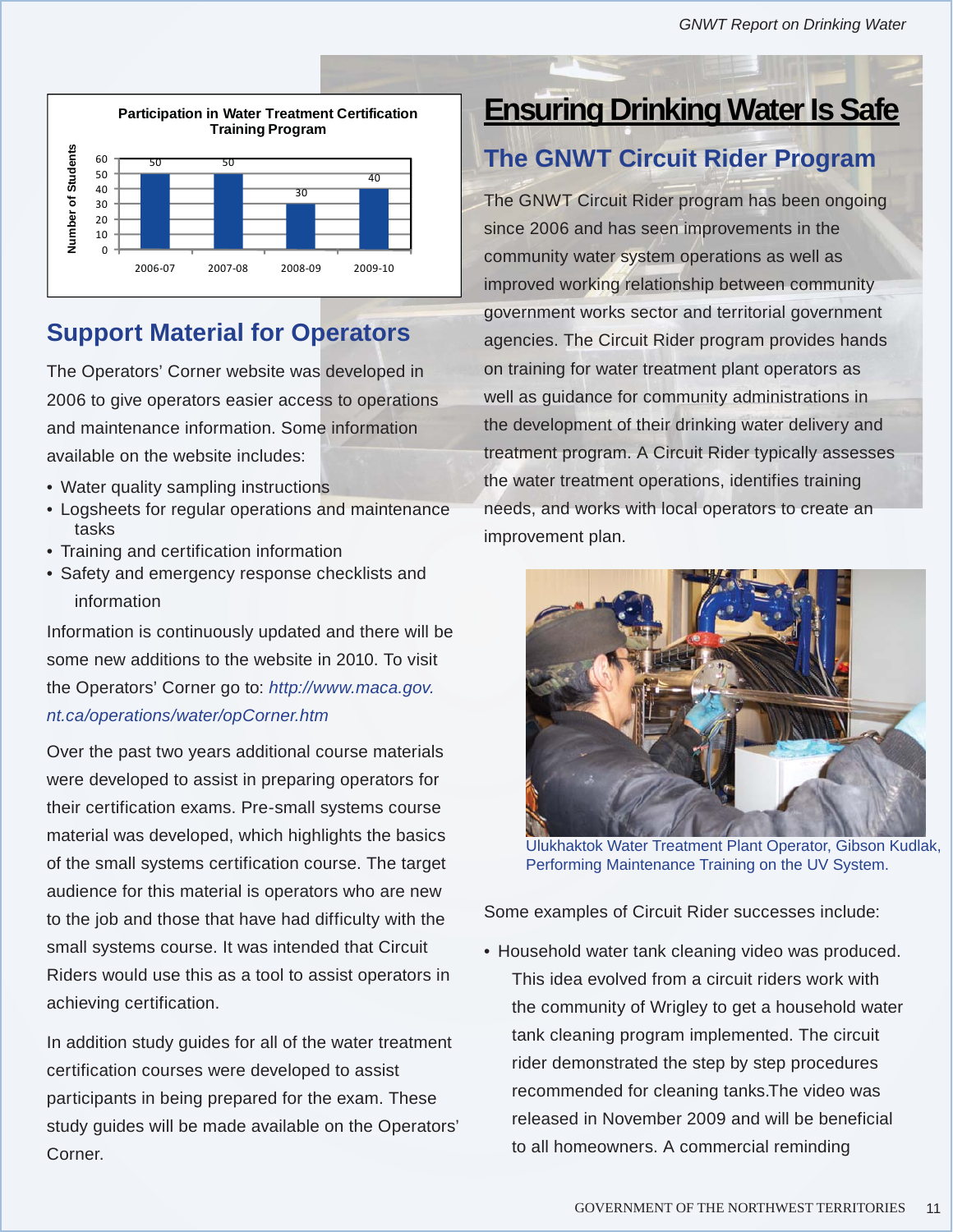**Participation in Water Treatment Certification Training Program**

| Year | Number of Students |
|---|---|
| 2006-07 | 50 |
| 2007-08 | 50 |
| 2008-09 | 30 |
| 2009-10 | 40 |

## Support Material for Operators

The Operators' Corner website was developed in 2006 to give operators easier access to operations and maintenance information. Some information available on the website includes:

- Water quality sampling instructions
- Logsheets for regular operations and maintenance tasks
- Training and certification information
- Safety and emergency response checklists and information

Information is continuously updated and there will be some new additions to the website in 2010. To visit the Operators' Corner go to: *http://www.maca.gov.nt.ca/operations/water/opCorner.htm*

Over the past two years additional course materials were developed to assist in preparing operators for their certification exams. Pre-small systems course material was developed, which highlights the basics of the small systems certification course. The target audience for this material is operators who are new to the job and those that have had difficulty with the small systems course. It was intended that Circuit Riders would use this as a tool to assist operators in achieving certification.

In addition study guides for all of the water treatment certification courses were developed to assist participants in being prepared for the exam. These study guides will be made available on the Operators' Corner.

# Ensuring Drinking Water Is Safe

## The GNWT Circuit Rider Program

The GNWT Circuit Rider program has been ongoing since 2006 and has seen improvements in the community water system operations as well as improved working relationship between community government works sector and territorial government agencies. The Circuit Rider program provides hands on training for water treatment plant operators as well as guidance for community administrations in the development of their drinking water delivery and treatment program. A Circuit Rider typically assesses the water treatment operations, identifies training needs, and works with local operators to create an improvement plan.

Ulukhaktok Water Treatment Plant Operator, Gibson Kudlak, Performing Maintenance Training on the UV System.

Some examples of Circuit Rider successes include:

- Household water tank cleaning video was produced. This idea evolved from a circuit riders work with the community of Wrigley to get a household water tank cleaning program implemented. The circuit rider demonstrated the step by step procedures recommended for cleaning tanks.The video was released in November 2009 and will be beneficial to all homeowners. A commercial reminding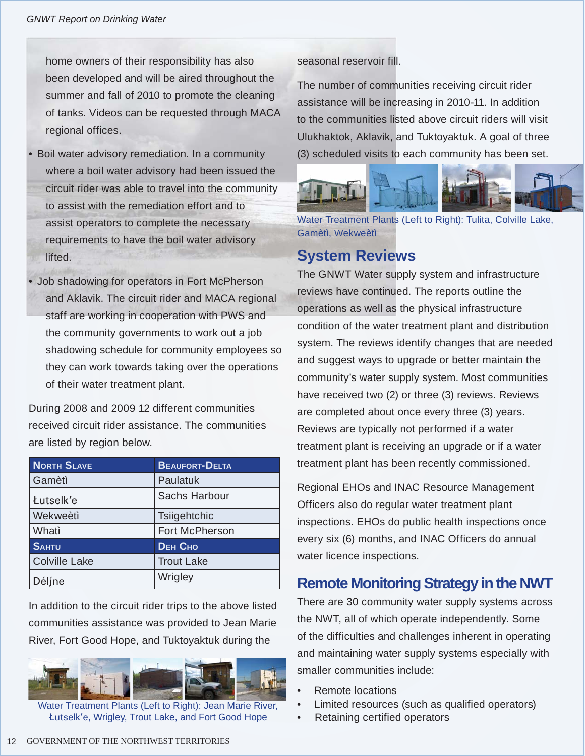home owners of their responsibility has also been developed and will be aired throughout the summer and fall of 2010 to promote the cleaning of tanks. Videos can be requested through MACA regional offices.

- Boil water advisory remediation. In a community where a boil water advisory had been issued the circuit rider was able to travel into the community to assist with the remediation effort and to assist operators to complete the necessary requirements to have the boil water advisory lifted.
- Job shadowing for operators in Fort McPherson and Aklavik. The circuit rider and MACA regional staff are working in cooperation with PWS and the community governments to work out a job shadowing schedule for community employees so they can work towards taking over the operations of their water treatment plant.

During 2008 and 2009 12 different communities received circuit rider assistance. The communities are listed by region below.

| North Slave | Beaufort-Delta |
|---|---|
| Gamètì | Paulatuk |
| Łutselk'e | Sachs Harbour |
| Wekweètì | Tsiigehtchic |
| Whatì | Fort McPherson |
| **Sahtu** | **Deh Cho** |
| Colville Lake | Trout Lake |
| Délı̨ne | Wrigley |

In addition to the circuit rider trips to the above listed communities assistance was provided to Jean Marie River, Fort Good Hope, and Tuktoyaktuk during the seasonal reservoir fill.

Water Treatment Plants (Left to Right): Jean Marie River, Łutselk'e, Wrigley, Trout Lake, and Fort Good Hope

The number of communities receiving circuit rider assistance will be increasing in 2010-11. In addition to the communities listed above circuit riders will visit Ulukhaktok, Aklavik, and Tuktoyaktuk. A goal of three (3) scheduled visits to each community has been set.

Water Treatment Plants (Left to Right): Tulita, Colville Lake, Gamètì, Wekweètì

## System Reviews

The GNWT Water supply system and infrastructure reviews have continued. The reports outline the operations as well as the physical infrastructure condition of the water treatment plant and distribution system. The reviews identify changes that are needed and suggest ways to upgrade or better maintain the community's water supply system. Most communities have received two (2) or three (3) reviews. Reviews are completed about once every three (3) years. Reviews are typically not performed if a water treatment plant is receiving an upgrade or if a water treatment plant has been recently commissioned.

Regional EHOs and INAC Resource Management Officers also do regular water treatment plant inspections. EHOs do public health inspections once every six (6) months, and INAC Officers do annual water licence inspections.

## Remote Monitoring Strategy in the NWT

There are 30 community water supply systems across the NWT, all of which operate independently. Some of the difficulties and challenges inherent in operating and maintaining water supply systems especially with smaller communities include:

- Remote locations
- Limited resources (such as qualified operators)
- Retaining certified operators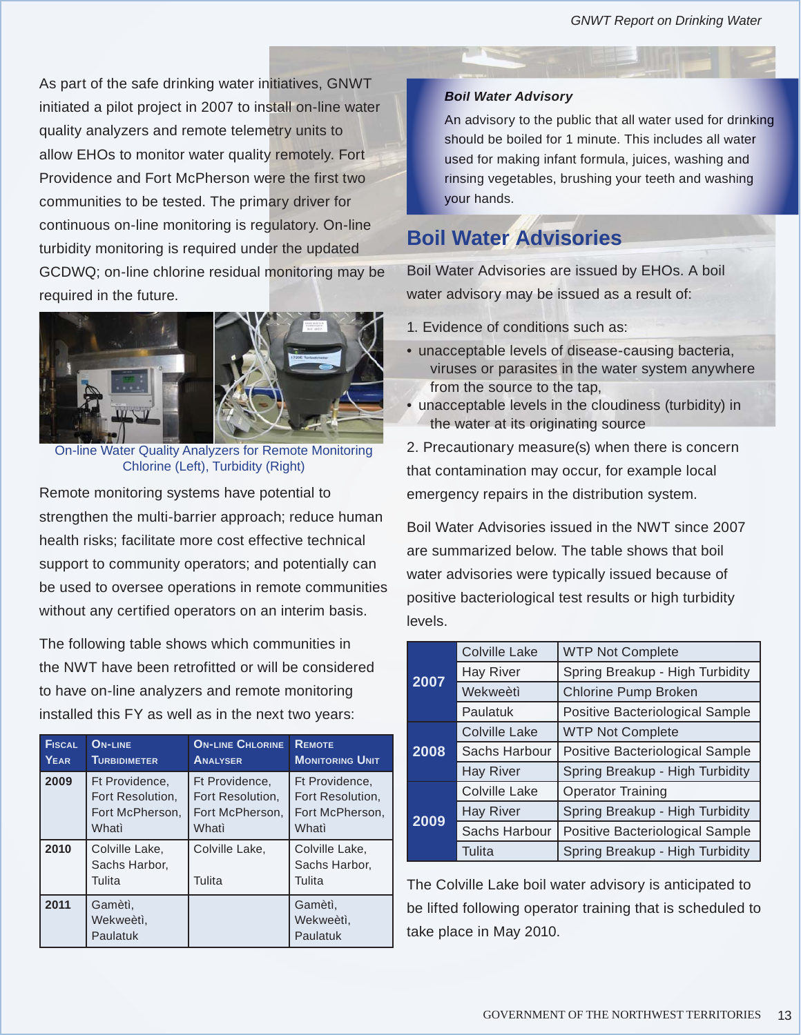As part of the safe drinking water initiatives, GNWT initiated a pilot project in 2007 to install on-line water quality analyzers and remote telemetry units to allow EHOs to monitor water quality remotely. Fort Providence and Fort McPherson were the first two communities to be tested. The primary driver for continuous on-line monitoring is regulatory. On-line turbidity monitoring is required under the updated GCDWQ; on-line chlorine residual monitoring may be required in the future.

On-line Water Quality Analyzers for Remote Monitoring Chlorine (Left), Turbidity (Right)

Remote monitoring systems have potential to strengthen the multi-barrier approach; reduce human health risks; facilitate more cost effective technical support to community operators; and potentially can be used to oversee operations in remote communities without any certified operators on an interim basis.

The following table shows which communities in the NWT have been retrofitted or will be considered to have on-line analyzers and remote monitoring installed this FY as well as in the next two years:

| Fiscal Year | On-line Turbidimeter | On-line Chlorine Analyser | Remote Monitoring Unit |
|---|---|---|---|
| 2009 | Ft Providence, Fort Resolution, Fort McPherson, Whatì | Ft Providence, Fort Resolution, Fort McPherson, Whatì | Ft Providence, Fort Resolution, Fort McPherson, Whatì |
| 2010 | Colville Lake, Sachs Harbor, Tulita | Colville Lake, Tulita | Colville Lake, Sachs Harbor, Tulita |
| 2011 | Gamètì, Wekweètì, Paulatuk | | Gamètì, Wekweètì, Paulatuk |

***Boil Water Advisory***

An advisory to the public that all water used for drinking should be boiled for 1 minute. This includes all water used for making infant formula, juices, washing and rinsing vegetables, brushing your teeth and washing your hands.

## Boil Water Advisories

Boil Water Advisories are issued by EHOs. A boil water advisory may be issued as a result of:

1. Evidence of conditions such as:

- unacceptable levels of disease-causing bacteria, viruses or parasites in the water system anywhere from the source to the tap,
- unacceptable levels in the cloudiness (turbidity) in the water at its originating source

2. Precautionary measure(s) when there is concern that contamination may occur, for example local emergency repairs in the distribution system.

Boil Water Advisories issued in the NWT since 2007 are summarized below. The table shows that boil water advisories were typically issued because of positive bacteriological test results or high turbidity levels.

| Year | Community | Reason |
|---|---|---|
| 2007 | Colville Lake | WTP Not Complete |
| | Hay River | Spring Breakup - High Turbidity |
| | Wekweètì | Chlorine Pump Broken |
| | Paulatuk | Positive Bacteriological Sample |
| 2008 | Colville Lake | WTP Not Complete |
| | Sachs Harbour | Positive Bacteriological Sample |
| | Hay River | Spring Breakup - High Turbidity |
| 2009 | Colville Lake | Operator Training |
| | Hay River | Spring Breakup - High Turbidity |
| | Sachs Harbour | Positive Bacteriological Sample |
| | Tulita | Spring Breakup - High Turbidity |

The Colville Lake boil water advisory is anticipated to be lifted following operator training that is scheduled to take place in May 2010.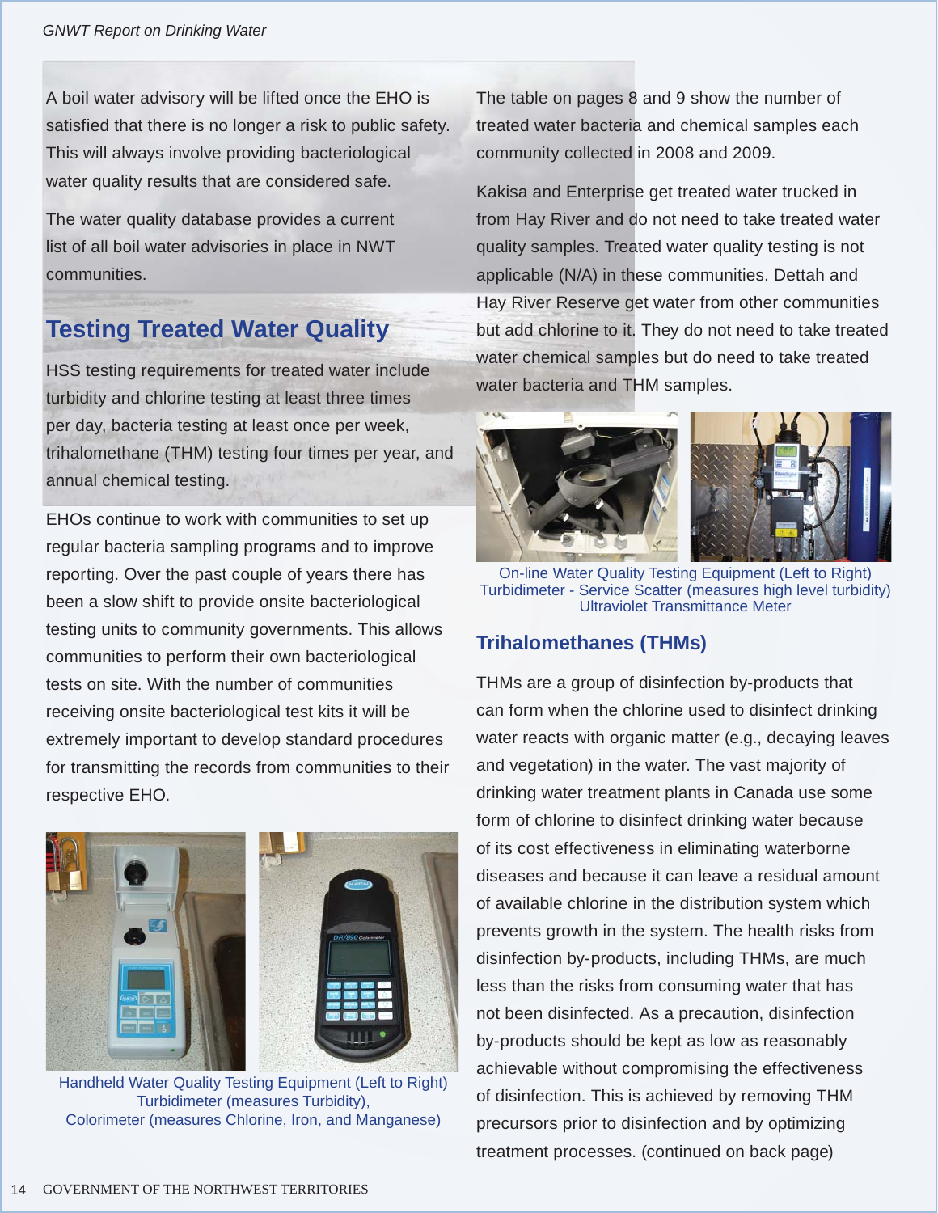A boil water advisory will be lifted once the EHO is satisfied that there is no longer a risk to public safety. This will always involve providing bacteriological water quality results that are considered safe.

The water quality database provides a current list of all boil water advisories in place in NWT communities.

## Testing Treated Water Quality

HSS testing requirements for treated water include turbidity and chlorine testing at least three times per day, bacteria testing at least once per week, trihalomethane (THM) testing four times per year, and annual chemical testing.

EHOs continue to work with communities to set up regular bacteria sampling programs and to improve reporting. Over the past couple of years there has been a slow shift to provide onsite bacteriological testing units to community governments. This allows communities to perform their own bacteriological tests on site. With the number of communities receiving onsite bacteriological test kits it will be extremely important to develop standard procedures for transmitting the records from communities to their respective EHO.

Handheld Water Quality Testing Equipment (Left to Right)
Turbidimeter (measures Turbidity),
Colorimeter (measures Chlorine, Iron, and Manganese)

The table on pages 8 and 9 show the number of treated water bacteria and chemical samples each community collected in 2008 and 2009.

Kakisa and Enterprise get treated water trucked in from Hay River and do not need to take treated water quality samples. Treated water quality testing is not applicable (N/A) in these communities. Dettah and Hay River Reserve get water from other communities but add chlorine to it. They do not need to take treated water chemical samples but do need to take treated water bacteria and THM samples.

On-line Water Quality Testing Equipment (Left to Right)
Turbidimeter - Service Scatter (measures high level turbidity)
Ultraviolet Transmittance Meter

### Trihalomethanes (THMs)

THMs are a group of disinfection by-products that can form when the chlorine used to disinfect drinking water reacts with organic matter (e.g., decaying leaves and vegetation) in the water. The vast majority of drinking water treatment plants in Canada use some form of chlorine to disinfect drinking water because of its cost effectiveness in eliminating waterborne diseases and because it can leave a residual amount of available chlorine in the distribution system which prevents growth in the system. The health risks from disinfection by-products, including THMs, are much less than the risks from consuming water that has not been disinfected. As a precaution, disinfection by-products should be kept as low as reasonably achievable without compromising the effectiveness of disinfection. This is achieved by removing THM precursors prior to disinfection and by optimizing treatment processes. (continued on back page)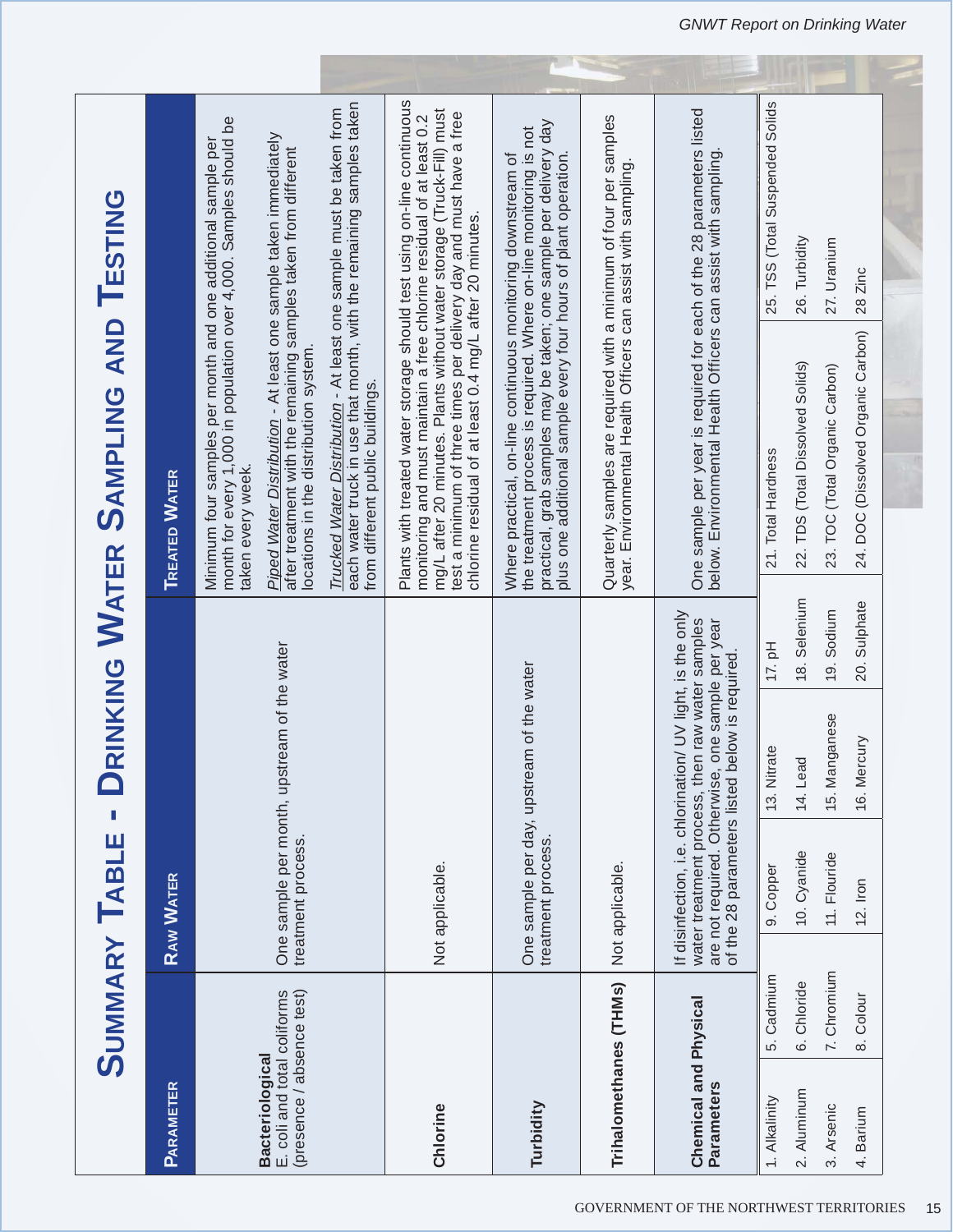# Summary Table - Drinking Water Sampling and Testing

| Parameter | Raw Water | Treated Water |
|---|---|---|
| **Bacteriological** E. coli and total coliforms (presence / absence test) | One sample per month, upstream of the water treatment process. | Minimum four samples per month and one additional sample per month for every 1,000 in population over 4,000. Samples should be taken every week.<br><br>*Piped Water Distribution* - At least one sample taken immediately after treatment with the remaining samples taken from different locations in the distribution system.<br><br>*Trucked Water Distribution* - At least one sample must be taken from each water truck in use that month, with the remaining samples taken from different public buildings. |
| **Chlorine** | Not applicable. | Plants with treated water storage should test using on-line continuous monitoring and must maintain a free chlorine residual of at least 0.2 mg/L after 20 minutes. Plants without water storage (Truck-Fill) must test a minimum of three times per delivery day and must have a free chlorine residual of at least 0.4 mg/L after 20 minutes. |
| **Turbidity** | One sample per day, upstream of the water treatment process. | Where practical, on-line continuous monitoring downstream of the treatment process is required. Where on-line monitoring is not practical, grab samples may be taken; one sample per delivery day plus one additional sample every four hours of plant operation. |
| **Trihalomethanes (THMs)** | Not applicable. | Quarterly samples are required with a minimum of four per samples year. Environmental Health Officers can assist with sampling. |
| **Chemical and Physical Parameters** | If disinfection, i.e. chlorination/ UV light, is the only water treatment process, then raw water samples are not required. Otherwise, one sample per year of the 28 parameters listed below is required. | One sample per year is required for each of the 28 parameters listed below. Environmental Health Officers can assist with sampling. |

| | | | | | | | |
|---|---|---|---|---|---|---|---|
| 1. Alkalinity | 5. Cadmium | 9. Copper | 13. Nitrate | 17. pH | 21. Total Hardness | 25. TSS (Total Suspended Solids |
| 2. Aluminum | 6. Chloride | 10. Cyanide | 14. Lead | 18. Selenium | 22. TDS (Total Dissolved Solids) | 26. Turbidity |
| 3. Arsenic | 7. Chromium | 11. Flouride | 15. Manganese | 19. Sodium | 23. TOC (Total Organic Carbon) | 27. Uranium |
| 4. Barium | 8. Colour | 12. Iron | 16. Mercury | 20. Sulphate | 24. DOC (Dissolved Organic Carbon) | 28 Zinc |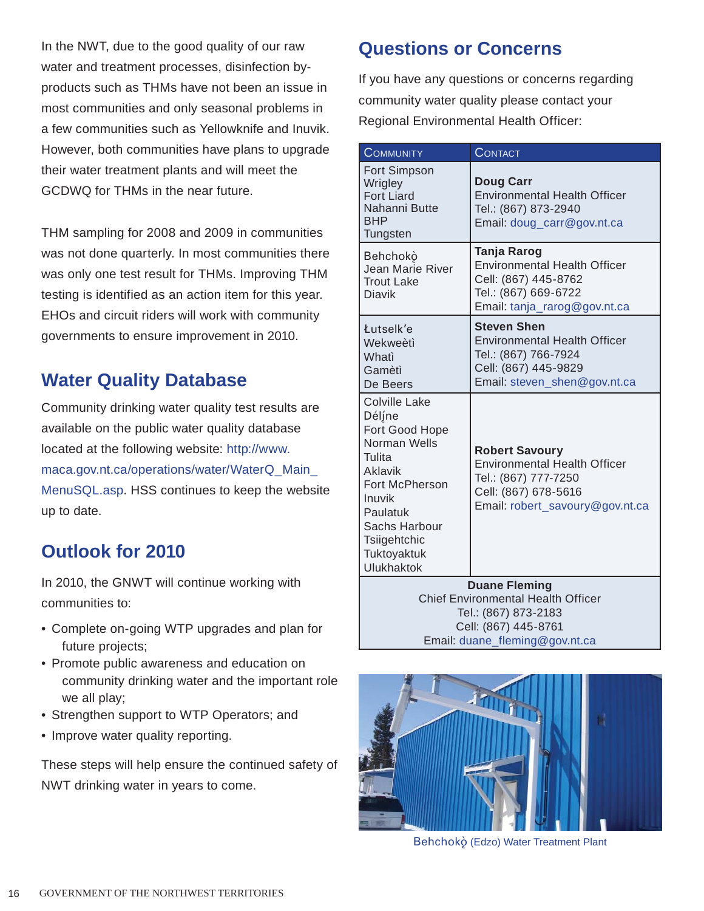In the NWT, due to the good quality of our raw water and treatment processes, disinfection by-products such as THMs have not been an issue in most communities and only seasonal problems in a few communities such as Yellowknife and Inuvik. However, both communities have plans to upgrade their water treatment plants and will meet the GCDWQ for THMs in the near future.

THM sampling for 2008 and 2009 in communities was not done quarterly. In most communities there was only one test result for THMs. Improving THM testing is identified as an action item for this year. EHOs and circuit riders will work with community governments to ensure improvement in 2010.

## Water Quality Database

Community drinking water quality test results are available on the public water quality database located at the following website: http://www.maca.gov.nt.ca/operations/water/WaterQ_Main_MenuSQL.asp. HSS continues to keep the website up to date.

## Outlook for 2010

In 2010, the GNWT will continue working with communities to:

- Complete on-going WTP upgrades and plan for future projects;
- Promote public awareness and education on community drinking water and the important role we all play;
- Strengthen support to WTP Operators; and
- Improve water quality reporting.

These steps will help ensure the continued safety of NWT drinking water in years to come.

## Questions or Concerns

If you have any questions or concerns regarding community water quality please contact your Regional Environmental Health Officer:

| Community | Contact |
|---|---|
| Fort Simpson<br>Wrigley<br>Fort Liard<br>Nahanni Butte<br>BHP<br>Tungsten | **Doug Carr**<br>Environmental Health Officer<br>Tel.: (867) 873-2940<br>Email: doug_carr@gov.nt.ca |
| Behchokǫ̀<br>Jean Marie River<br>Trout Lake<br>Diavik | **Tanja Rarog**<br>Environmental Health Officer<br>Cell: (867) 445-8762<br>Tel.: (867) 669-6722<br>Email: tanja_rarog@gov.nt.ca |
| Łutselk'e<br>Wekweètì<br>Whatì<br>Gamètì<br>De Beers | **Steven Shen**<br>Environmental Health Officer<br>Tel.: (867) 766-7924<br>Cell: (867) 445-9829<br>Email: steven_shen@gov.nt.ca |
| Colville Lake<br>Délı̨ne<br>Fort Good Hope<br>Norman Wells<br>Tulita<br>Aklavik<br>Fort McPherson<br>Inuvik<br>Paulatuk<br>Sachs Harbour<br>Tsiigehtchic<br>Tuktoyaktuk<br>Ulukhaktok | **Robert Savoury**<br>Environmental Health Officer<br>Tel.: (867) 777-7250<br>Cell: (867) 678-5616<br>Email: robert_savoury@gov.nt.ca |
| **Duane Fleming**<br>Chief Environmental Health Officer<br>Tel.: (867) 873-2183<br>Cell: (867) 445-8761<br>Email: duane_fleming@gov.nt.ca | |

Behchokǫ̀ (Edzo) Water Treatment Plant